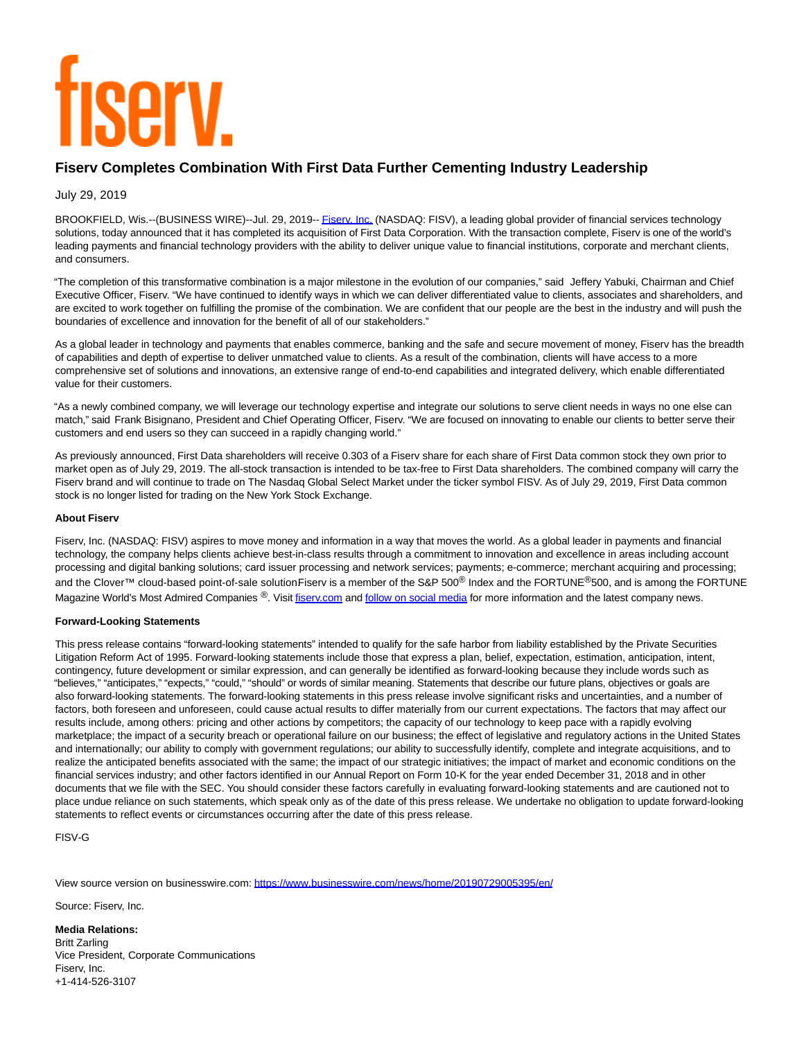# fiserv.

## Fiserv Completes Combination With First Data Further Cementing Industry Leadership

July 29, 2019

BROOKFIELD, Wis.--(BUSINESS WIRE)--Jul. 29, 2019-- Fiserv, Inc. (NASDAQ: FISV), a leading global provider of financial services technology solutions, today announced that it has completed its acquisition of First Data Corporation. With the transaction complete, Fiserv is one of the world's leading payments and financial technology providers with the ability to deliver unique value to financial institutions, corporate and merchant clients, and consumers.

"The completion of this transformative combination is a major milestone in the evolution of our companies," said Jeffery Yabuki, Chairman and Chief Executive Officer, Fiserv. "We have continued to identify ways in which we can deliver differentiated value to clients, associates and shareholders, and are excited to work together on fulfilling the promise of the combination. We are confident that our people are the best in the industry and will push the boundaries of excellence and innovation for the benefit of all of our stakeholders."

As a global leader in technology and payments that enables commerce, banking and the safe and secure movement of money, Fiserv has the breadth of capabilities and depth of expertise to deliver unmatched value to clients. As a result of the combination, clients will have access to a more comprehensive set of solutions and innovations, an extensive range of end-to-end capabilities and integrated delivery, which enable differentiated value for their customers.

"As a newly combined company, we will leverage our technology expertise and integrate our solutions to serve client needs in ways no one else can match," said Frank Bisignano, President and Chief Operating Officer, Fiserv. "We are focused on innovating to enable our clients to better serve their customers and end users so they can succeed in a rapidly changing world."

As previously announced, First Data shareholders will receive 0.303 of a Fiserv share for each share of First Data common stock they own prior to market open as of July 29, 2019. The all-stock transaction is intended to be tax-free to First Data shareholders. The combined company will carry the Fiserv brand and will continue to trade on The Nasdaq Global Select Market under the ticker symbol FISV. As of July 29, 2019, First Data common stock is no longer listed for trading on the New York Stock Exchange.

**About Fiserv**

Fiserv, Inc. (NASDAQ: FISV) aspires to move money and information in a way that moves the world. As a global leader in payments and financial technology, the company helps clients achieve best-in-class results through a commitment to innovation and excellence in areas including account processing and digital banking solutions; card issuer processing and network services; payments; e-commerce; merchant acquiring and processing; and the Clover™ cloud-based point-of-sale solutionFiserv is a member of the S&P 500® Index and the FORTUNE®500, and is among the FORTUNE Magazine World's Most Admired Companies ®. Visit fiserv.com and follow on social media for more information and the latest company news.

**Forward-Looking Statements**

This press release contains "forward-looking statements" intended to qualify for the safe harbor from liability established by the Private Securities Litigation Reform Act of 1995. Forward-looking statements include those that express a plan, belief, expectation, estimation, anticipation, intent, contingency, future development or similar expression, and can generally be identified as forward-looking because they include words such as "believes," "anticipates," "expects," "could," "should" or words of similar meaning. Statements that describe our future plans, objectives or goals are also forward-looking statements. The forward-looking statements in this press release involve significant risks and uncertainties, and a number of factors, both foreseen and unforeseen, could cause actual results to differ materially from our current expectations. The factors that may affect our results include, among others: pricing and other actions by competitors; the capacity of our technology to keep pace with a rapidly evolving marketplace; the impact of a security breach or operational failure on our business; the effect of legislative and regulatory actions in the United States and internationally; our ability to comply with government regulations; our ability to successfully identify, complete and integrate acquisitions, and to realize the anticipated benefits associated with the same; the impact of our strategic initiatives; the impact of market and economic conditions on the financial services industry; and other factors identified in our Annual Report on Form 10-K for the year ended December 31, 2018 and in other documents that we file with the SEC. You should consider these factors carefully in evaluating forward-looking statements and are cautioned not to place undue reliance on such statements, which speak only as of the date of this press release. We undertake no obligation to update forward-looking statements to reflect events or circumstances occurring after the date of this press release.

FISV-G

View source version on businesswire.com: https://www.businesswire.com/news/home/20190729005395/en/

Source: Fiserv, Inc.

**Media Relations:**
Britt Zarling
Vice President, Corporate Communications
Fiserv, Inc.
+1-414-526-3107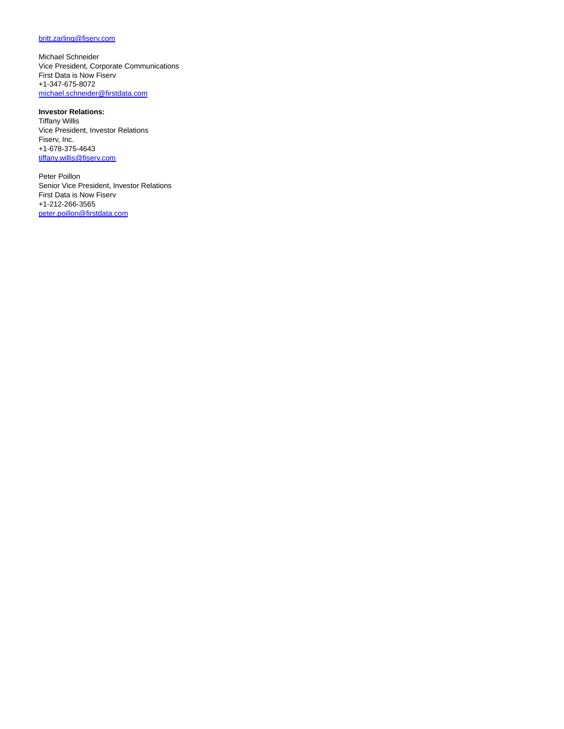britt.zarling@fiserv.com

Michael Schneider
Vice President, Corporate Communications
First Data is Now Fiserv
+1-347-675-8072
michael.schneider@firstdata.com

**Investor Relations:**
Tiffany Willis
Vice President, Investor Relations
Fiserv, Inc.
+1-678-375-4643
tiffany.willis@fiserv.com

Peter Poillon
Senior Vice President, Investor Relations
First Data is Now Fiserv
+1-212-266-3565
peter.poillon@firstdata.com